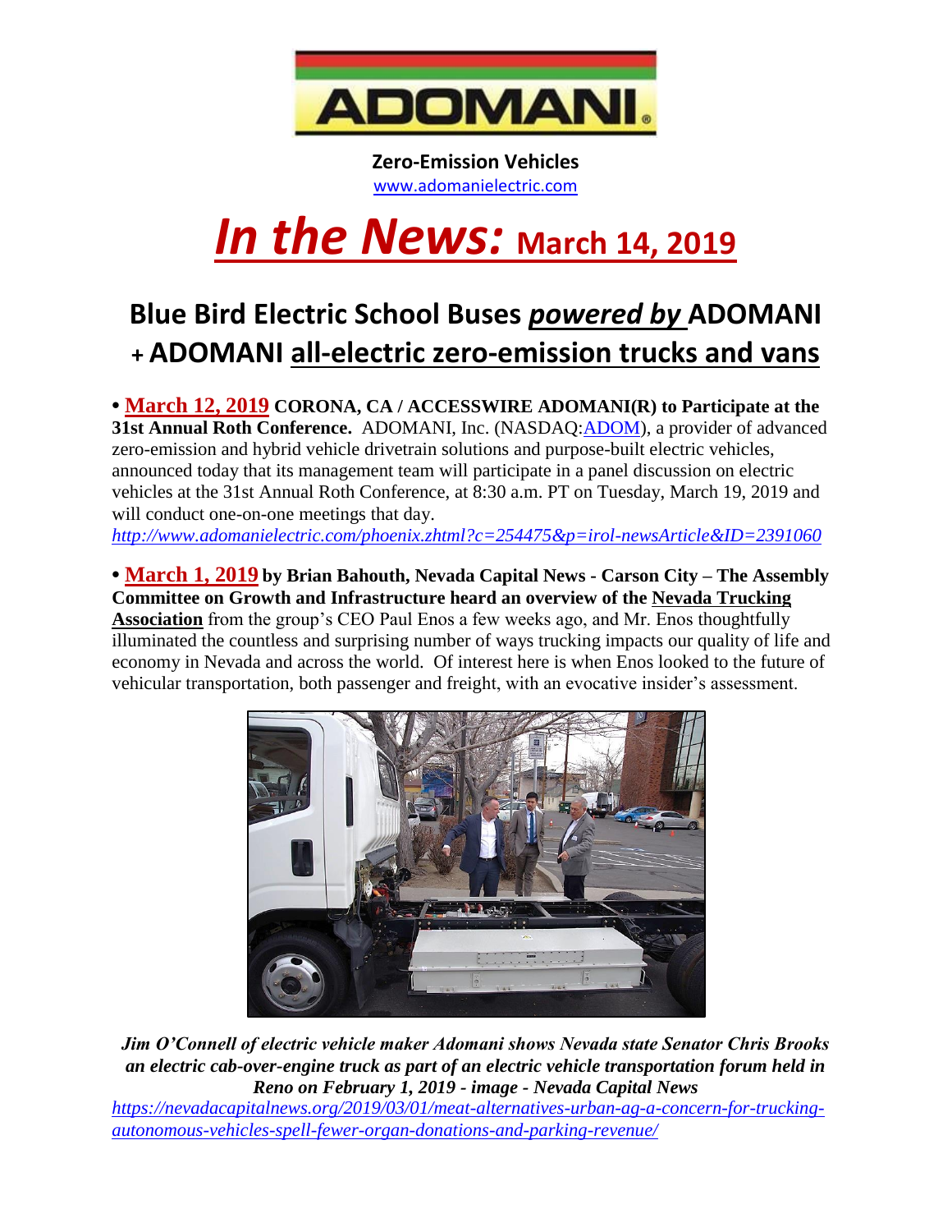# ADOMANI

**Zero-Emission Vehicles**
www.adomanielectric.com

# *In the News:* March 14, 2019

## Blue Bird Electric School Buses *powered by* ADOMANI + ADOMANI all-electric zero-emission trucks and vans

• **March 12, 2019** **CORONA, CA / ACCESSWIRE ADOMANI(R) to Participate at the 31st Annual Roth Conference.** ADOMANI, Inc. (NASDAQ:ADOM), a provider of advanced zero-emission and hybrid vehicle drivetrain solutions and purpose-built electric vehicles, announced today that its management team will participate in a panel discussion on electric vehicles at the 31st Annual Roth Conference, at 8:30 a.m. PT on Tuesday, March 19, 2019 and will conduct one-on-one meetings that day.
*http://www.adomanielectric.com/phoenix.zhtml?c=254475&p=irol-newsArticle&ID=2391060*

• **March 1, 2019** **by Brian Bahouth, Nevada Capital News - Carson City – The Assembly Committee on Growth and Infrastructure heard an overview of the Nevada Trucking Association** from the group's CEO Paul Enos a few weeks ago, and Mr. Enos thoughtfully illuminated the countless and surprising number of ways trucking impacts our quality of life and economy in Nevada and across the world. Of interest here is when Enos looked to the future of vehicular transportation, both passenger and freight, with an evocative insider's assessment.

***Jim O'Connell of electric vehicle maker Adomani shows Nevada state Senator Chris Brooks an electric cab-over-engine truck as part of an electric vehicle transportation forum held in Reno on February 1, 2019 - image - Nevada Capital News***

*https://nevadacapitalnews.org/2019/03/01/meat-alternatives-urban-ag-a-concern-for-trucking-autonomous-vehicles-spell-fewer-organ-donations-and-parking-revenue/*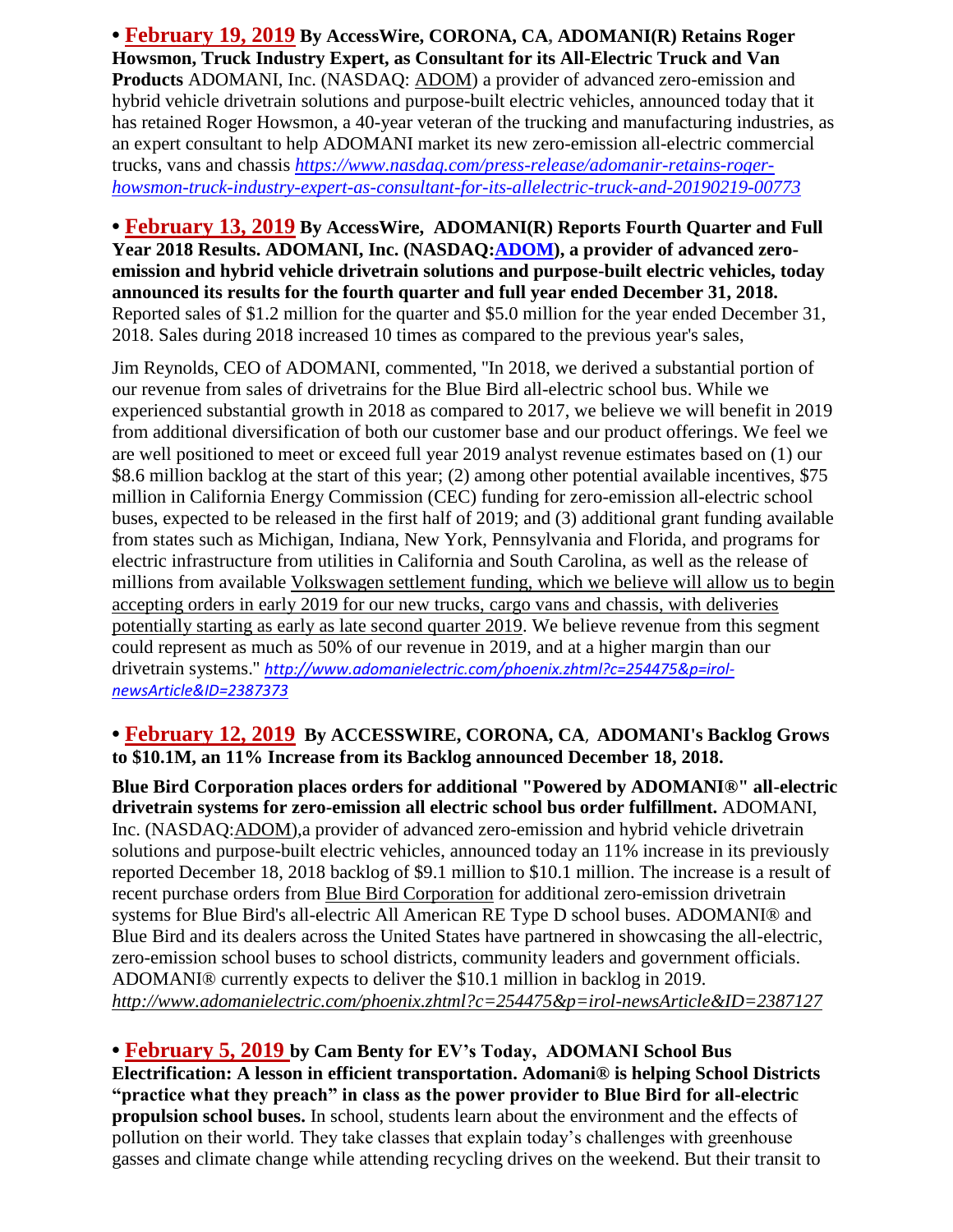• **February 19, 2019** **By AccessWire, CORONA, CA, ADOMANI(R) Retains Roger Howsmon, Truck Industry Expert, as Consultant for its All-Electric Truck and Van Products** ADOMANI, Inc. (NASDAQ: ADOM) a provider of advanced zero-emission and hybrid vehicle drivetrain solutions and purpose-built electric vehicles, announced today that it has retained Roger Howsmon, a 40-year veteran of the trucking and manufacturing industries, as an expert consultant to help ADOMANI market its new zero-emission all-electric commercial trucks, vans and chassis *https://www.nasdaq.com/press-release/adomanir-retains-roger-howsmon-truck-industry-expert-as-consultant-for-its-allelectric-truck-and-20190219-00773*

• **February 13, 2019** **By AccessWire, ADOMANI(R) Reports Fourth Quarter and Full Year 2018 Results. ADOMANI, Inc. (NASDAQ:ADOM), a provider of advanced zero-emission and hybrid vehicle drivetrain solutions and purpose-built electric vehicles, today announced its results for the fourth quarter and full year ended December 31, 2018.** Reported sales of $1.2 million for the quarter and $5.0 million for the year ended December 31, 2018. Sales during 2018 increased 10 times as compared to the previous year's sales,

Jim Reynolds, CEO of ADOMANI, commented, "In 2018, we derived a substantial portion of our revenue from sales of drivetrains for the Blue Bird all-electric school bus. While we experienced substantial growth in 2018 as compared to 2017, we believe we will benefit in 2019 from additional diversification of both our customer base and our product offerings. We feel we are well positioned to meet or exceed full year 2019 analyst revenue estimates based on (1) our $8.6 million backlog at the start of this year; (2) among other potential available incentives, $75 million in California Energy Commission (CEC) funding for zero-emission all-electric school buses, expected to be released in the first half of 2019; and (3) additional grant funding available from states such as Michigan, Indiana, New York, Pennsylvania and Florida, and programs for electric infrastructure from utilities in California and South Carolina, as well as the release of millions from available Volkswagen settlement funding, which we believe will allow us to begin accepting orders in early 2019 for our new trucks, cargo vans and chassis, with deliveries potentially starting as early as late second quarter 2019. We believe revenue from this segment could represent as much as 50% of our revenue in 2019, and at a higher margin than our drivetrain systems." *http://www.adomanielectric.com/phoenix.zhtml?c=254475&p=irol-newsArticle&ID=2387373*

• **February 12, 2019** **By ACCESSWIRE, CORONA, CA, ADOMANI's Backlog Grows to $10.1M, an 11% Increase from its Backlog announced December 18, 2018.**

**Blue Bird Corporation places orders for additional "Powered by ADOMANI®" all-electric drivetrain systems for zero-emission all electric school bus order fulfillment.** ADOMANI, Inc. (NASDAQ:ADOM),a provider of advanced zero-emission and hybrid vehicle drivetrain solutions and purpose-built electric vehicles, announced today an 11% increase in its previously reported December 18, 2018 backlog of $9.1 million to $10.1 million. The increase is a result of recent purchase orders from Blue Bird Corporation for additional zero-emission drivetrain systems for Blue Bird's all-electric All American RE Type D school buses. ADOMANI® and Blue Bird and its dealers across the United States have partnered in showcasing the all-electric, zero-emission school buses to school districts, community leaders and government officials. ADOMANI® currently expects to deliver the $10.1 million in backlog in 2019. *http://www.adomanielectric.com/phoenix.zhtml?c=254475&p=irol-newsArticle&ID=2387127*

• **February 5, 2019** **by Cam Benty for EV's Today, ADOMANI School Bus Electrification: A lesson in efficient transportation. Adomani® is helping School Districts "practice what they preach" in class as the power provider to Blue Bird for all-electric propulsion school buses.** In school, students learn about the environment and the effects of pollution on their world. They take classes that explain today's challenges with greenhouse gasses and climate change while attending recycling drives on the weekend. But their transit to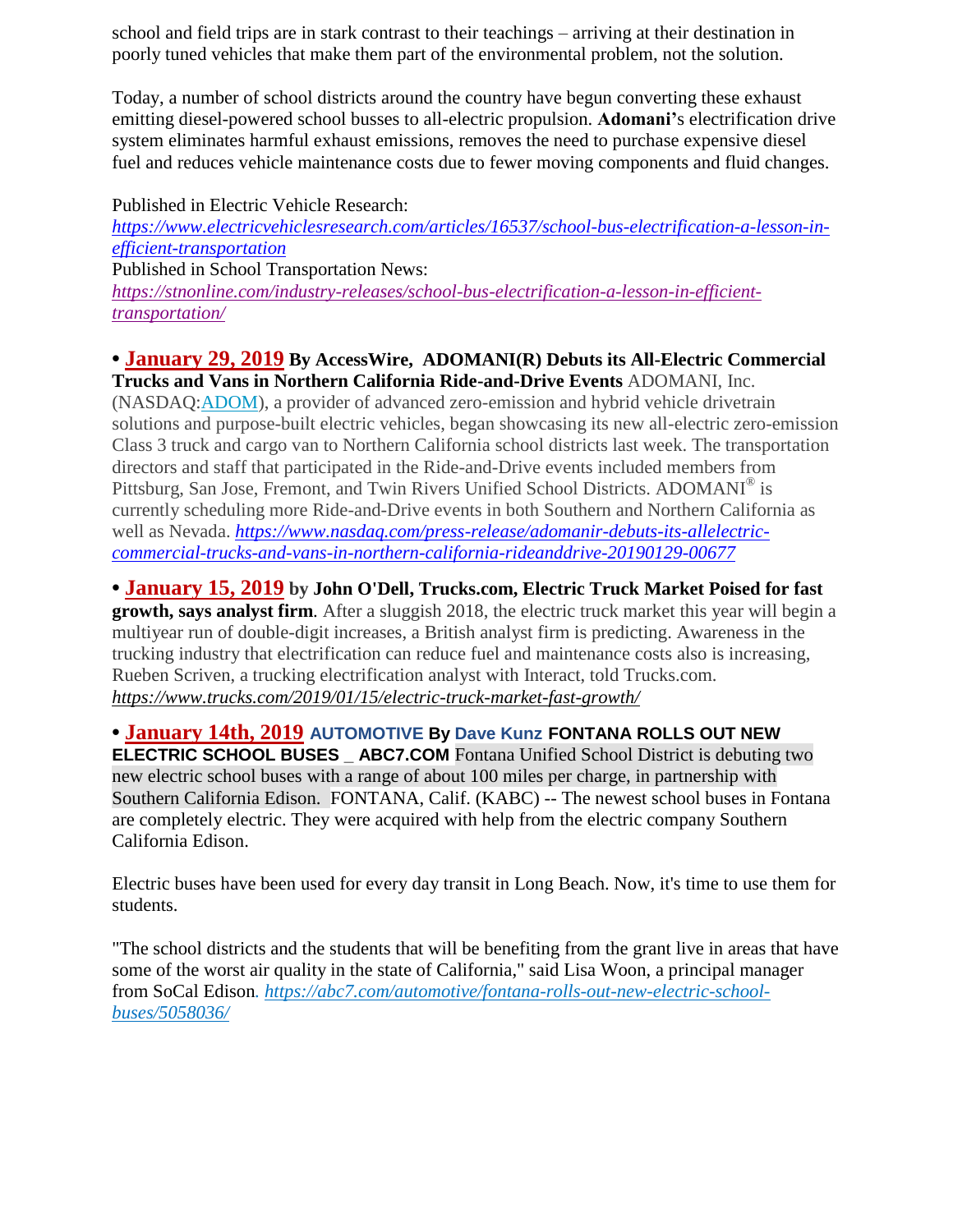school and field trips are in stark contrast to their teachings – arriving at their destination in poorly tuned vehicles that make them part of the environmental problem, not the solution.

Today, a number of school districts around the country have begun converting these exhaust emitting diesel-powered school busses to all-electric propulsion. **Adomani'**s electrification drive system eliminates harmful exhaust emissions, removes the need to purchase expensive diesel fuel and reduces vehicle maintenance costs due to fewer moving components and fluid changes.

Published in Electric Vehicle Research:
*https://www.electricvehiclesresearch.com/articles/16537/school-bus-electrification-a-lesson-in-efficient-transportation*
Published in School Transportation News:
*https://stnonline.com/industry-releases/school-bus-electrification-a-lesson-in-efficient-transportation/*

• **January 29, 2019** **By AccessWire, ADOMANI(R) Debuts its All-Electric Commercial Trucks and Vans in Northern California Ride-and-Drive Events** ADOMANI, Inc. (NASDAQ:ADOM), a provider of advanced zero-emission and hybrid vehicle drivetrain solutions and purpose-built electric vehicles, began showcasing its new all-electric zero-emission Class 3 truck and cargo van to Northern California school districts last week. The transportation directors and staff that participated in the Ride-and-Drive events included members from Pittsburg, San Jose, Fremont, and Twin Rivers Unified School Districts. ADOMANI® is currently scheduling more Ride-and-Drive events in both Southern and Northern California as well as Nevada. *https://www.nasdaq.com/press-release/adomanir-debuts-its-allelectric-commercial-trucks-and-vans-in-northern-california-rideanddrive-20190129-00677*

• **January 15, 2019** **by John O'Dell, Trucks.com, Electric Truck Market Poised for fast growth, says analyst firm**. After a sluggish 2018, the electric truck market this year will begin a multiyear run of double-digit increases, a British analyst firm is predicting. Awareness in the trucking industry that electrification can reduce fuel and maintenance costs also is increasing, Rueben Scriven, a trucking electrification analyst with Interact, told Trucks.com. *https://www.trucks.com/2019/01/15/electric-truck-market-fast-growth/*

• **January 14th, 2019** **AUTOMOTIVE By Dave Kunz FONTANA ROLLS OUT NEW ELECTRIC SCHOOL BUSES _ ABC7.COM** Fontana Unified School District is debuting two new electric school buses with a range of about 100 miles per charge, in partnership with Southern California Edison. FONTANA, Calif. (KABC) -- The newest school buses in Fontana are completely electric. They were acquired with help from the electric company Southern California Edison.

Electric buses have been used for every day transit in Long Beach. Now, it's time to use them for students.

"The school districts and the students that will be benefiting from the grant live in areas that have some of the worst air quality in the state of California," said Lisa Woon, a principal manager from SoCal Edison. *https://abc7.com/automotive/fontana-rolls-out-new-electric-school-buses/5058036/*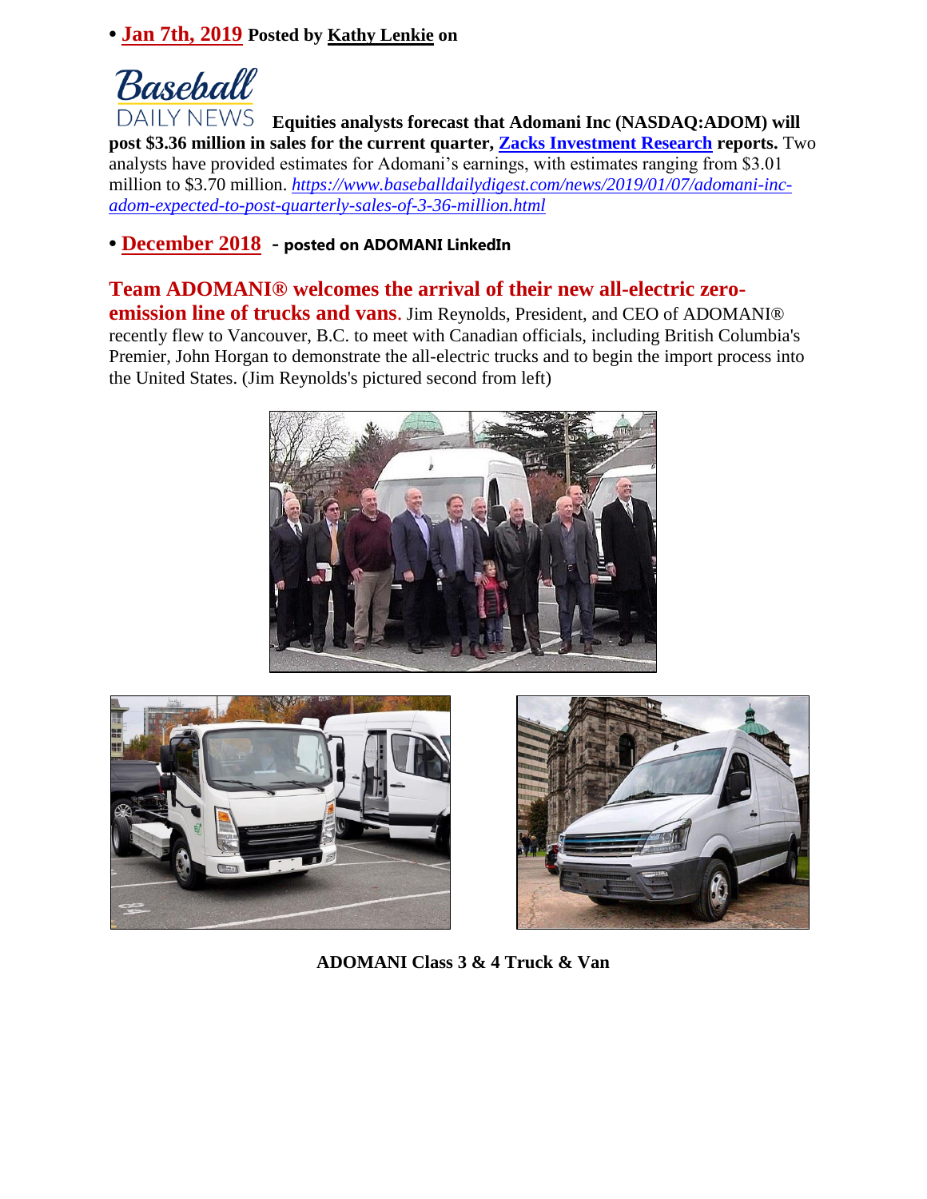• **Jan 7th, 2019** **Posted by Kathy Lenkie on**

Baseball DAILY NEWS **Equities analysts forecast that Adomani Inc (NASDAQ:ADOM) will post $3.36 million in sales for the current quarter, Zacks Investment Research reports.** Two analysts have provided estimates for Adomani's earnings, with estimates ranging from $3.01 million to $3.70 million. *https://www.baseballdailydigest.com/news/2019/01/07/adomani-inc-adom-expected-to-post-quarterly-sales-of-3-36-million.html*

• **December 2018** **- posted on ADOMANI LinkedIn**

**Team ADOMANI® welcomes the arrival of their new all-electric zero-emission line of trucks and vans**. Jim Reynolds, President, and CEO of ADOMANI® recently flew to Vancouver, B.C. to meet with Canadian officials, including British Columbia's Premier, John Horgan to demonstrate the all-electric trucks and to begin the import process into the United States. (Jim Reynolds's pictured second from left)

**ADOMANI Class 3 & 4 Truck & Van**